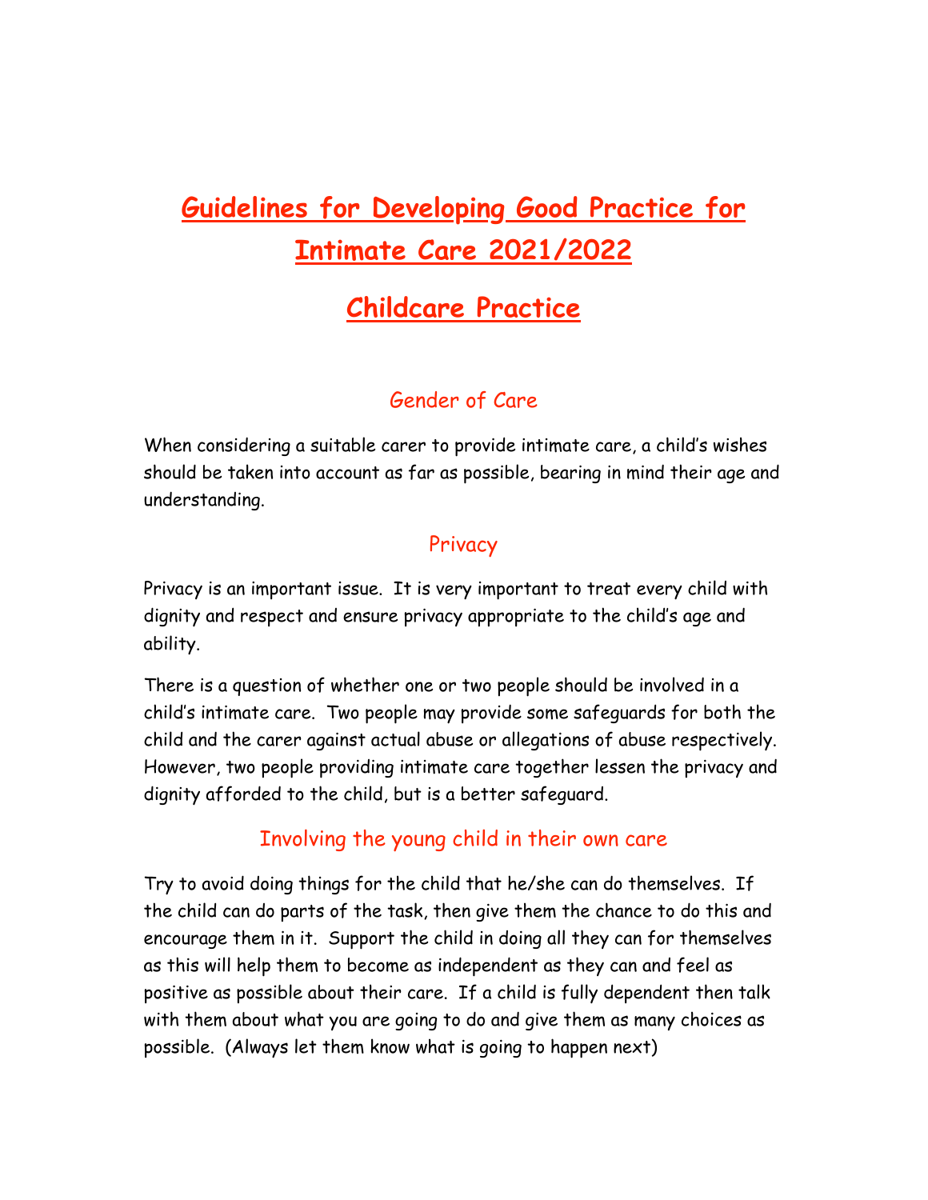# Guidelines for Developing Good Practice for Intimate Care 2021/2022

# Childcare Practice

## Gender of Care

When considering a suitable carer to provide intimate care, a child's wishes should be taken into account as far as possible, bearing in mind their age and understanding.

## Privacy

Privacy is an important issue. It is very important to treat every child with dignity and respect and ensure privacy appropriate to the child's age and ability.

There is a question of whether one or two people should be involved in a child's intimate care. Two people may provide some safeguards for both the child and the carer against actual abuse or allegations of abuse respectively. However, two people providing intimate care together lessen the privacy and dignity afforded to the child, but is a better safeguard.

## Involving the young child in their own care

Try to avoid doing things for the child that he/she can do themselves. If the child can do parts of the task, then give them the chance to do this and encourage them in it. Support the child in doing all they can for themselves as this will help them to become as independent as they can and feel as positive as possible about their care. If a child is fully dependent then talk with them about what you are going to do and give them as many choices as possible. (Always let them know what is going to happen next)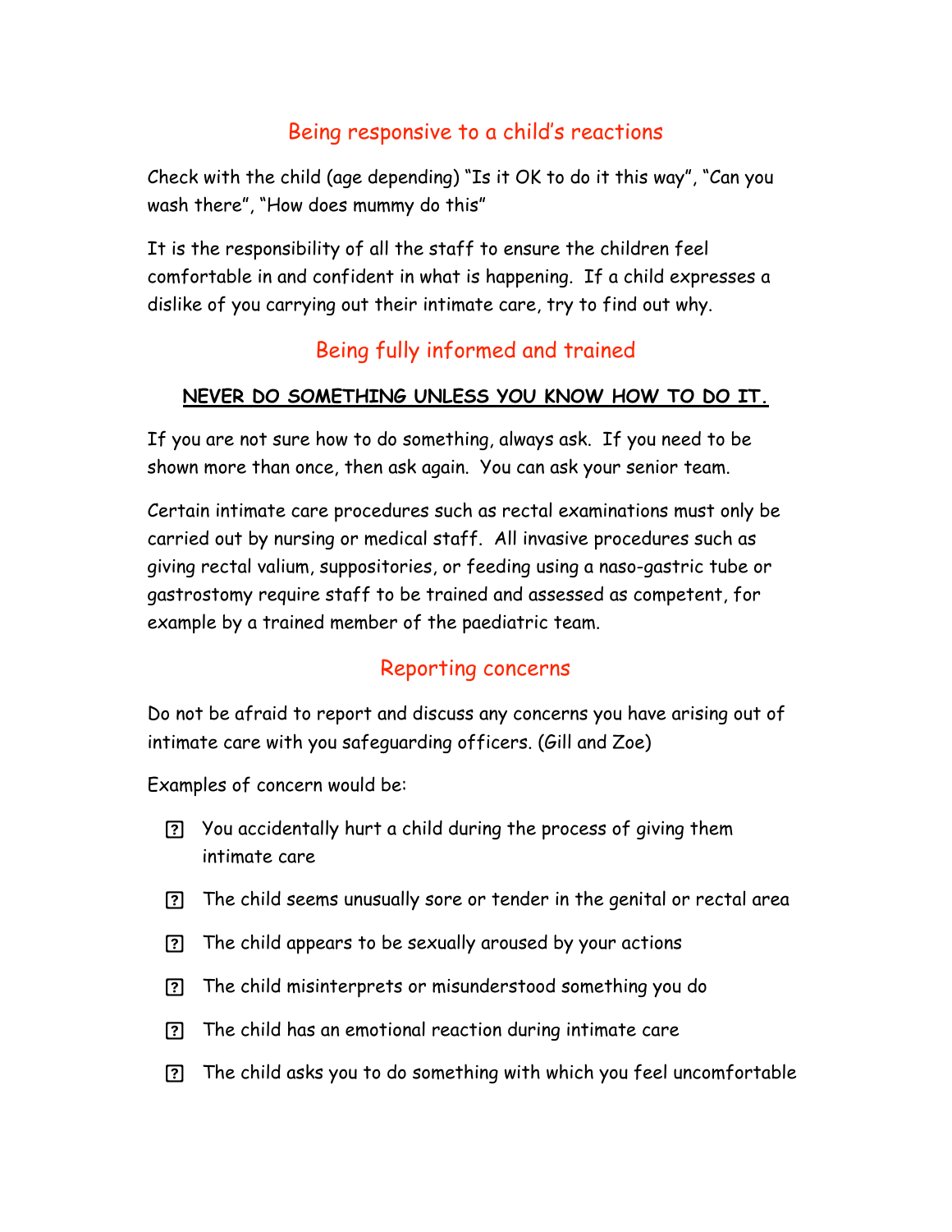## Being responsive to a child's reactions

Check with the child (age depending) "Is it OK to do it this way", "Can you wash there", "How does mummy do this"

It is the responsibility of all the staff to ensure the children feel comfortable in and confident in what is happening. If a child expresses a dislike of you carrying out their intimate care, try to find out why.

## Being fully informed and trained

**NEVER DO SOMETHING UNLESS YOU KNOW HOW TO DO IT.**

If you are not sure how to do something, always ask. If you need to be shown more than once, then ask again. You can ask your senior team.

Certain intimate care procedures such as rectal examinations must only be carried out by nursing or medical staff. All invasive procedures such as giving rectal valium, suppositories, or feeding using a naso-gastric tube or gastrostomy require staff to be trained and assessed as competent, for example by a trained member of the paediatric team.

## Reporting concerns

Do not be afraid to report and discuss any concerns you have arising out of intimate care with you safeguarding officers. (Gill and Zoe)

Examples of concern would be:

- You accidentally hurt a child during the process of giving them intimate care
- The child seems unusually sore or tender in the genital or rectal area
- The child appears to be sexually aroused by your actions
- The child misinterprets or misunderstood something you do
- The child has an emotional reaction during intimate care
- The child asks you to do something with which you feel uncomfortable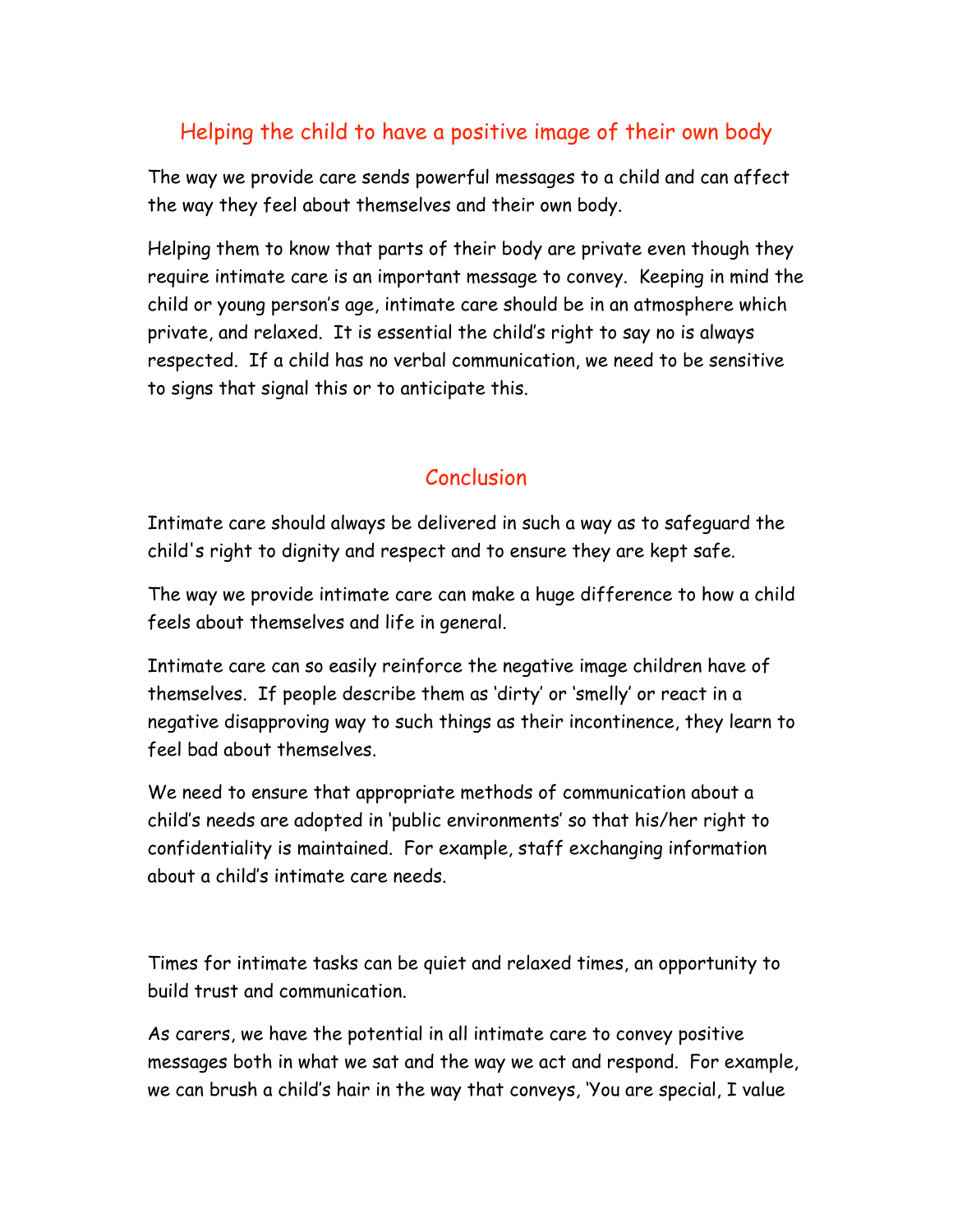## Helping the child to have a positive image of their own body

The way we provide care sends powerful messages to a child and can affect the way they feel about themselves and their own body.

Helping them to know that parts of their body are private even though they require intimate care is an important message to convey. Keeping in mind the child or young person's age, intimate care should be in an atmosphere which private, and relaxed. It is essential the child's right to say no is always respected. If a child has no verbal communication, we need to be sensitive to signs that signal this or to anticipate this.

## Conclusion

Intimate care should always be delivered in such a way as to safeguard the child's right to dignity and respect and to ensure they are kept safe.

The way we provide intimate care can make a huge difference to how a child feels about themselves and life in general.

Intimate care can so easily reinforce the negative image children have of themselves. If people describe them as 'dirty' or 'smelly' or react in a negative disapproving way to such things as their incontinence, they learn to feel bad about themselves.

We need to ensure that appropriate methods of communication about a child's needs are adopted in 'public environments' so that his/her right to confidentiality is maintained. For example, staff exchanging information about a child's intimate care needs.

Times for intimate tasks can be quiet and relaxed times, an opportunity to build trust and communication.

As carers, we have the potential in all intimate care to convey positive messages both in what we sat and the way we act and respond. For example, we can brush a child's hair in the way that conveys, 'You are special, I value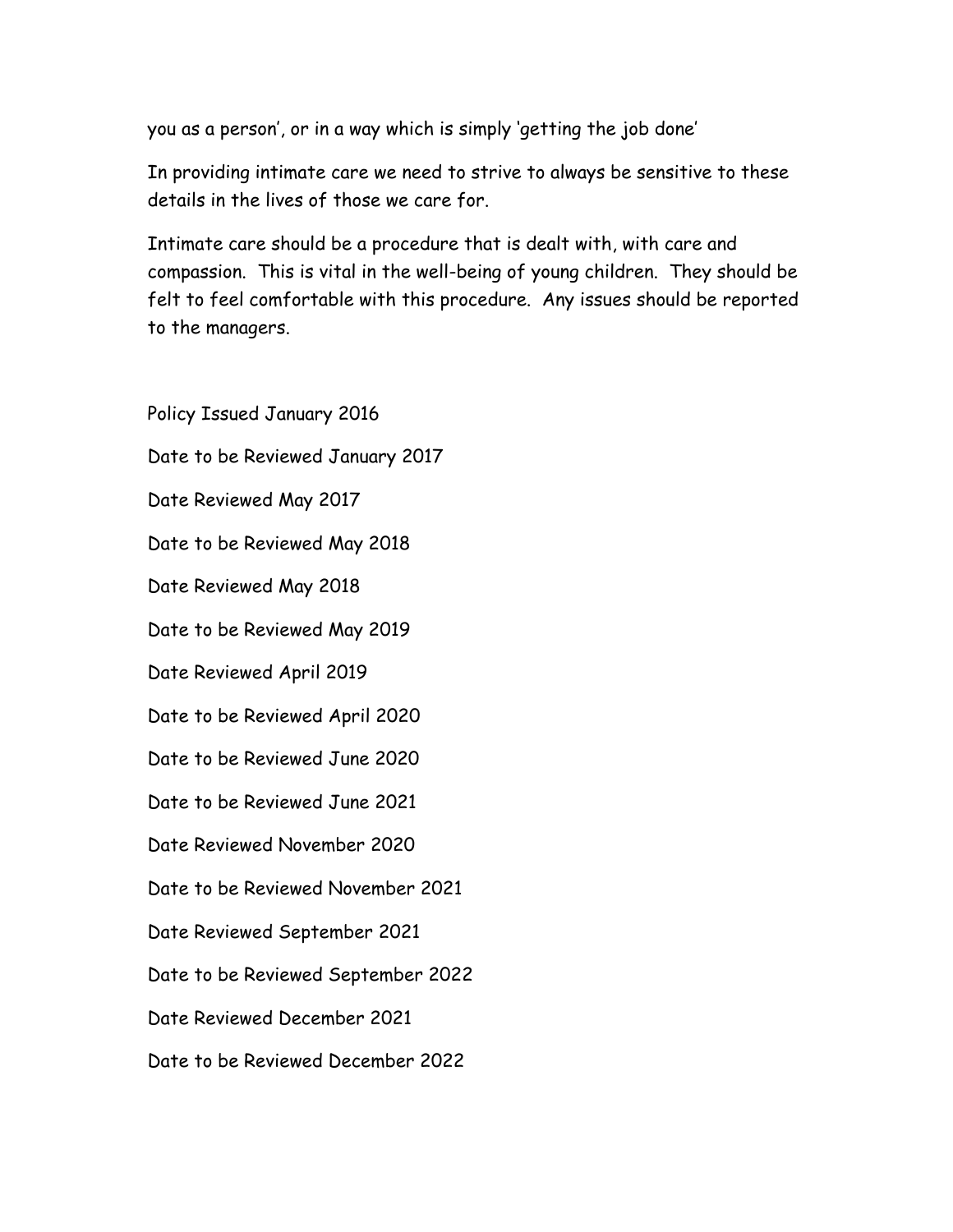you as a person', or in a way which is simply 'getting the job done'

In providing intimate care we need to strive to always be sensitive to these details in the lives of those we care for.

Intimate care should be a procedure that is dealt with, with care and compassion. This is vital in the well-being of young children. They should be felt to feel comfortable with this procedure. Any issues should be reported to the managers.

Policy Issued January 2016

Date to be Reviewed January 2017

Date Reviewed May 2017

Date to be Reviewed May 2018

Date Reviewed May 2018

Date to be Reviewed May 2019

Date Reviewed April 2019

Date to be Reviewed April 2020

Date to be Reviewed June 2020

Date to be Reviewed June 2021

Date Reviewed November 2020

Date to be Reviewed November 2021

Date Reviewed September 2021

Date to be Reviewed September 2022

Date Reviewed December 2021

Date to be Reviewed December 2022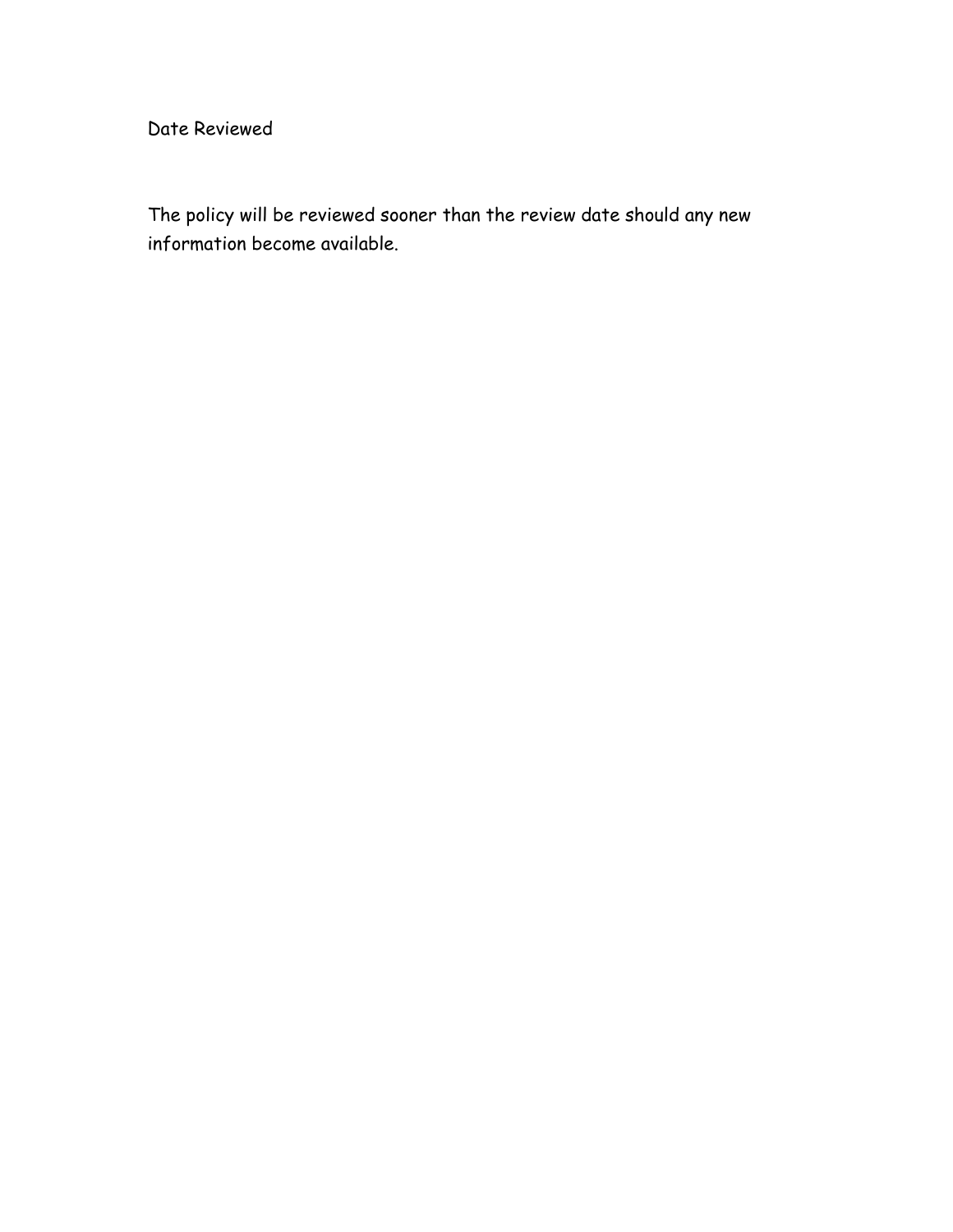Date Reviewed

The policy will be reviewed sooner than the review date should any new information become available.